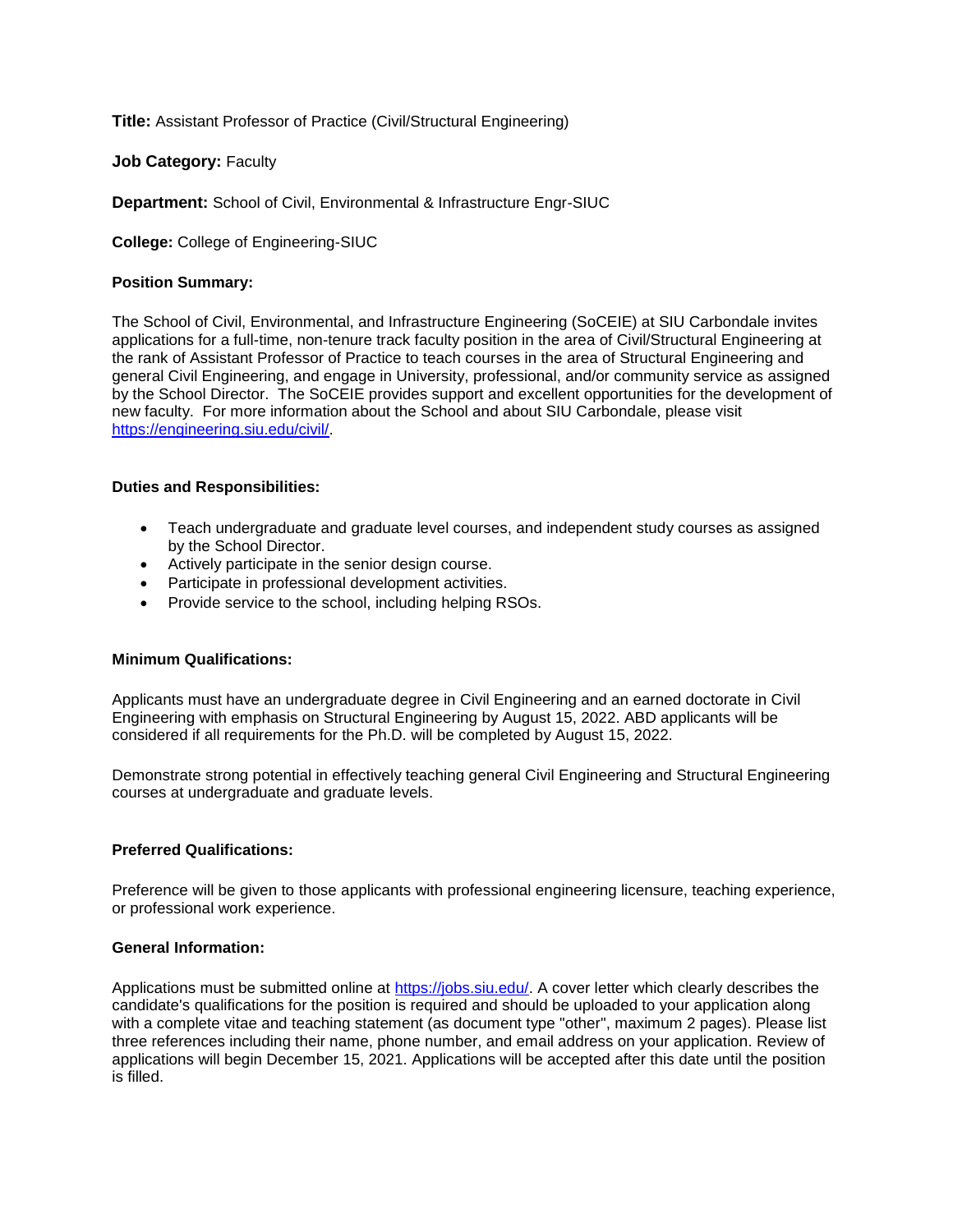**Title:** Assistant Professor of Practice (Civil/Structural Engineering)

**Job Category:** Faculty

**Department:** School of Civil, Environmental & Infrastructure Engr-SIUC

**College:** College of Engineering-SIUC

**Position Summary:**

The School of Civil, Environmental, and Infrastructure Engineering (SoCEIE) at SIU Carbondale invites applications for a full-time, non-tenure track faculty position in the area of Civil/Structural Engineering at the rank of Assistant Professor of Practice to teach courses in the area of Structural Engineering and general Civil Engineering, and engage in University, professional, and/or community service as assigned by the School Director. The SoCEIE provides support and excellent opportunities for the development of new faculty. For more information about the School and about SIU Carbondale, please visit https://engineering.siu.edu/civil/.

**Duties and Responsibilities:**

- Teach undergraduate and graduate level courses, and independent study courses as assigned by the School Director.
- Actively participate in the senior design course.
- Participate in professional development activities.
- Provide service to the school, including helping RSOs.

**Minimum Qualifications:**

Applicants must have an undergraduate degree in Civil Engineering and an earned doctorate in Civil Engineering with emphasis on Structural Engineering by August 15, 2022. ABD applicants will be considered if all requirements for the Ph.D. will be completed by August 15, 2022.

Demonstrate strong potential in effectively teaching general Civil Engineering and Structural Engineering courses at undergraduate and graduate levels.

**Preferred Qualifications:**

Preference will be given to those applicants with professional engineering licensure, teaching experience, or professional work experience.

**General Information:**

Applications must be submitted online at https://jobs.siu.edu/. A cover letter which clearly describes the candidate's qualifications for the position is required and should be uploaded to your application along with a complete vitae and teaching statement (as document type "other", maximum 2 pages). Please list three references including their name, phone number, and email address on your application. Review of applications will begin December 15, 2021. Applications will be accepted after this date until the position is filled.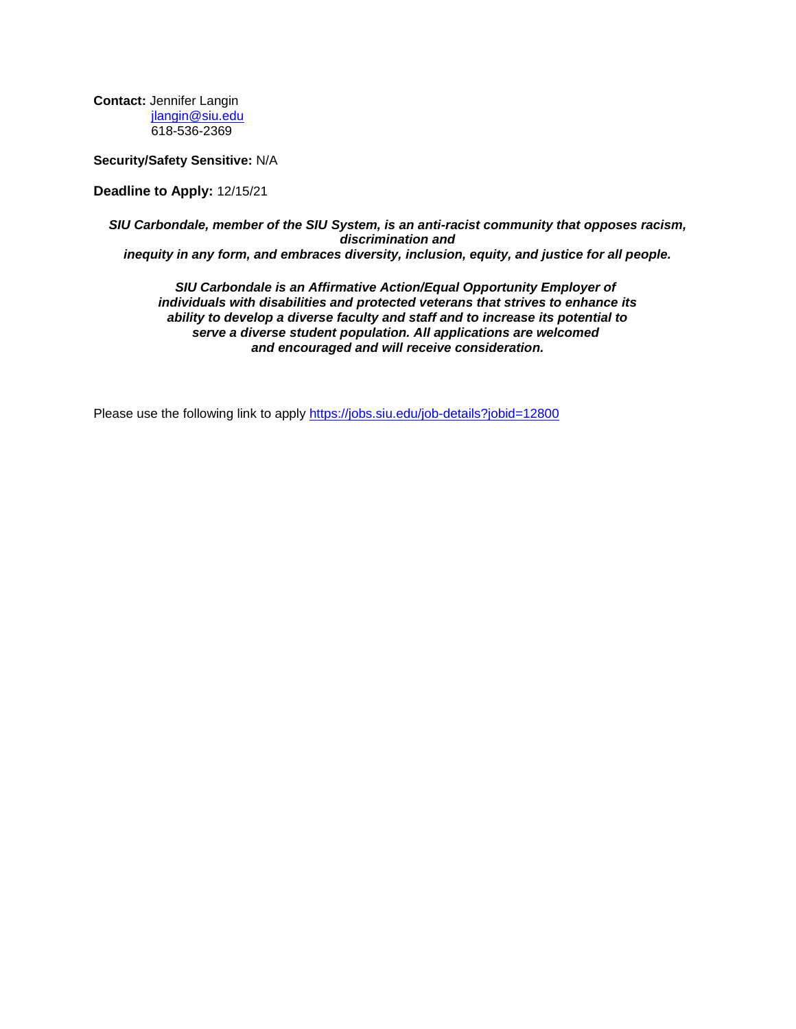**Contact:** Jennifer Langin
[jlangin@siu.edu](mailto:jlangin@siu.edu)
618-536-2369

**Security/Safety Sensitive:** N/A

**Deadline to Apply:** 12/15/21

***SIU Carbondale, member of the SIU System, is an anti-racist community that opposes racism, discrimination and inequity in any form, and embraces diversity, inclusion, equity, and justice for all people.***

***SIU Carbondale is an Affirmative Action/Equal Opportunity Employer of individuals with disabilities and protected veterans that strives to enhance its ability to develop a diverse faculty and staff and to increase its potential to serve a diverse student population. All applications are welcomed and encouraged and will receive consideration.***

Please use the following link to apply [https://jobs.siu.edu/job-details?jobid=12800](https://jobs.siu.edu/job-details?jobid=12800)